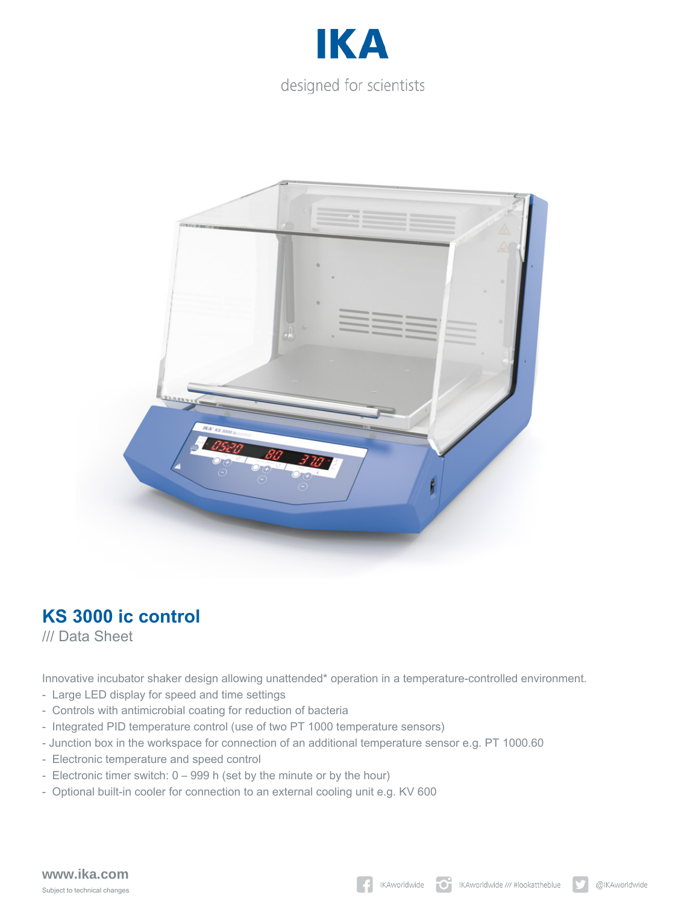IKA

designed for scientists

# KS 3000 ic control

/// Data Sheet

Innovative incubator shaker design allowing unattended* operation in a temperature-controlled environment.

- Large LED display for speed and time settings
- Controls with antimicrobial coating for reduction of bacteria
- Integrated PID temperature control (use of two PT 1000 temperature sensors)
- Junction box in the workspace for connection of an additional temperature sensor e.g. PT 1000.60
- Electronic temperature and speed control
- Electronic timer switch: 0 – 999 h (set by the minute or by the hour)
- Optional built-in cooler for connection to an external cooling unit e.g. KV 600

www.ika.com

Subject to technical changes

IKAworldwide IKAworldwide /// #lookattheblue @IKAworldwide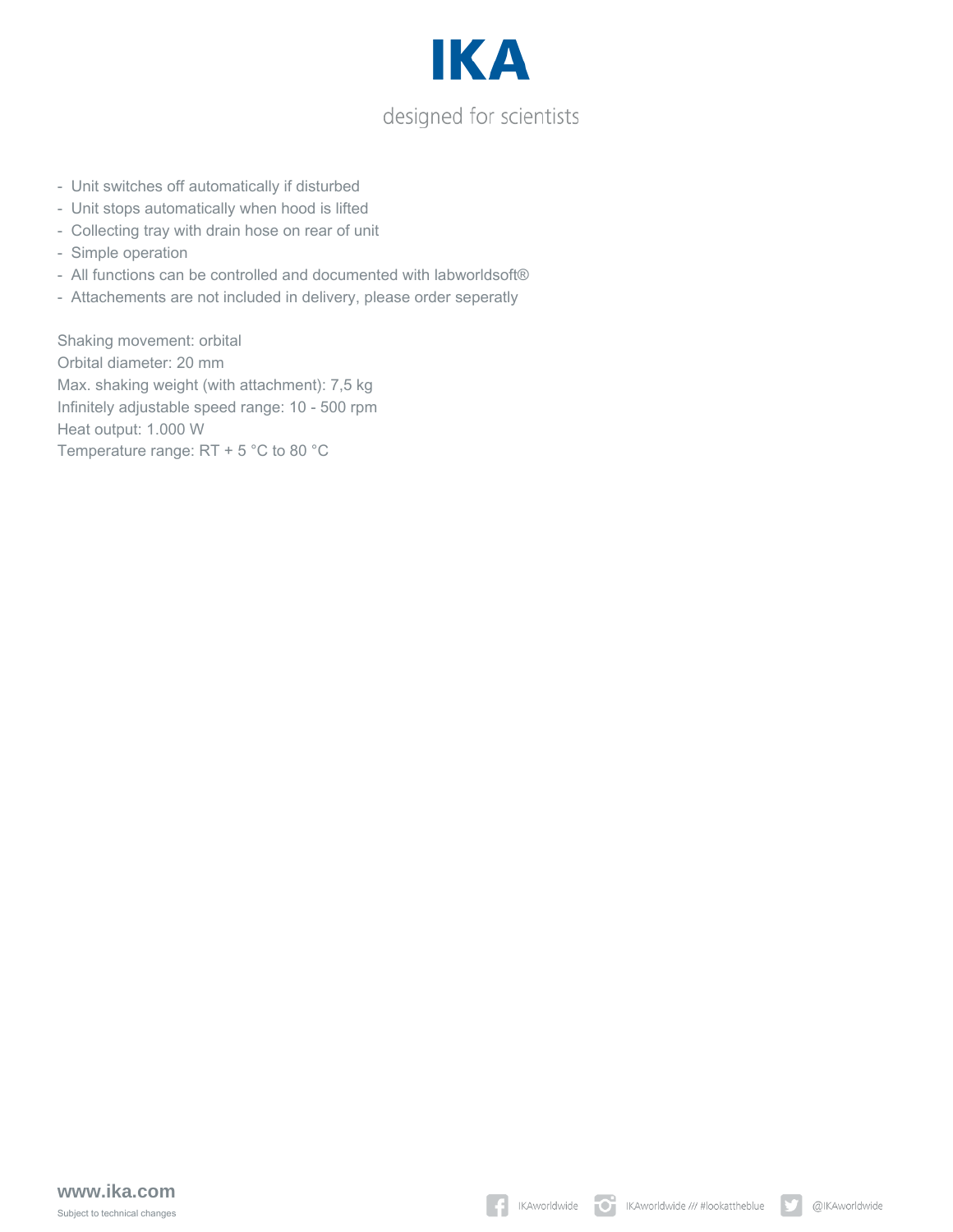- Unit switches off automatically if disturbed
- Unit stops automatically when hood is lifted
- Collecting tray with drain hose on rear of unit
- Simple operation
- All functions can be controlled and documented with labworldsoft®
- Attachements are not included in delivery, please order seperatly

Shaking movement: orbital
Orbital diameter: 20 mm
Max. shaking weight (with attachment): 7,5 kg
Infinitely adjustable speed range: 10 - 500 rpm
Heat output: 1.000 W
Temperature range: RT + 5 °C to 80 °C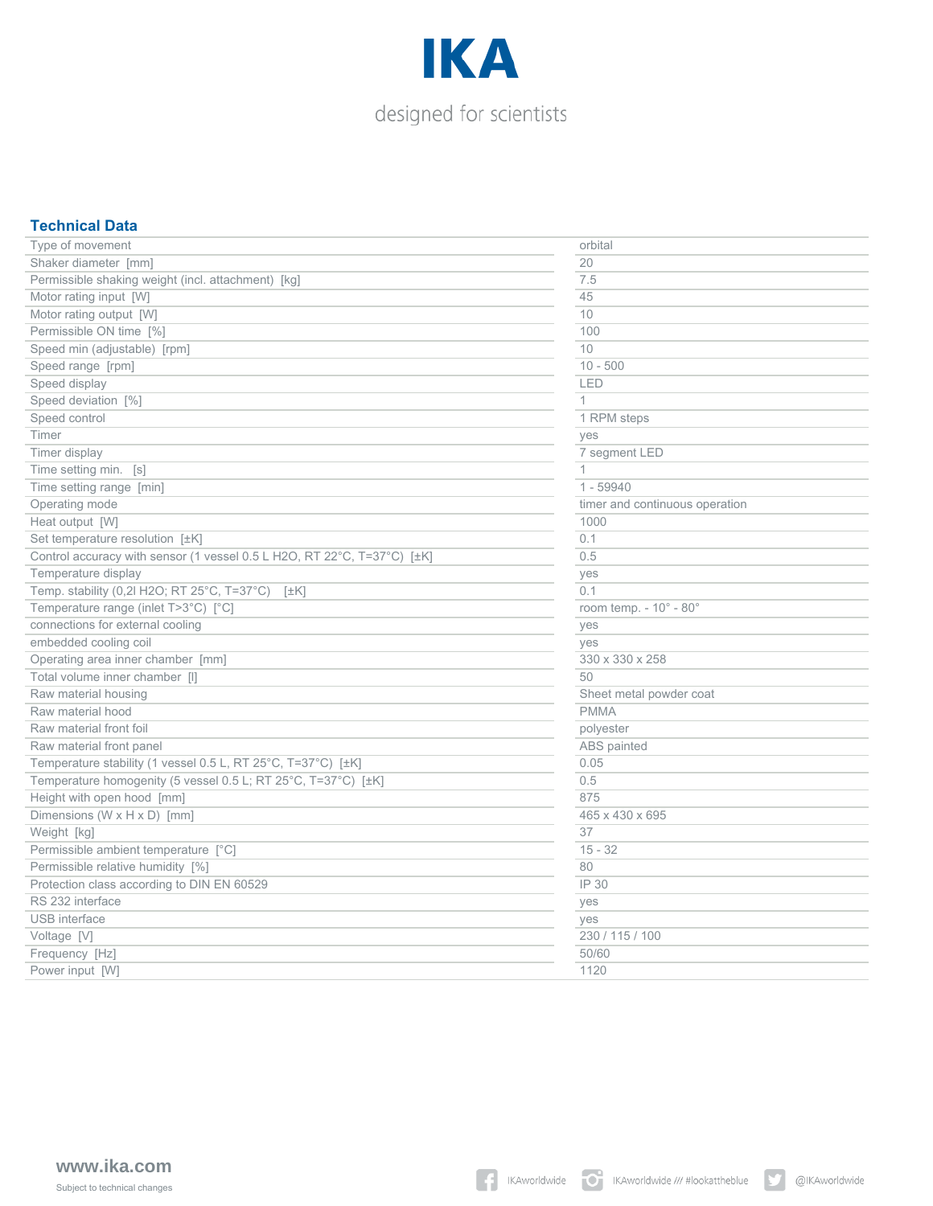IKA

designed for scientists

## Technical Data

| | |
|---|---|
| Type of movement | orbital |
| Shaker diameter [mm] | 20 |
| Permissible shaking weight (incl. attachment) [kg] | 7.5 |
| Motor rating input [W] | 45 |
| Motor rating output [W] | 10 |
| Permissible ON time [%] | 100 |
| Speed min (adjustable) [rpm] | 10 |
| Speed range [rpm] | 10 - 500 |
| Speed display | LED |
| Speed deviation [%] | 1 |
| Speed control | 1 RPM steps |
| Timer | yes |
| Timer display | 7 segment LED |
| Time setting min. [s] | 1 |
| Time setting range [min] | 1 - 59940 |
| Operating mode | timer and continuous operation |
| Heat output [W] | 1000 |
| Set temperature resolution [±K] | 0.1 |
| Control accuracy with sensor (1 vessel 0.5 L H2O, RT 22°C, T=37°C) [±K] | 0.5 |
| Temperature display | yes |
| Temp. stability (0,2l H2O; RT 25°C, T=37°C) [±K] | 0.1 |
| Temperature range (inlet T>3°C) [°C] | room temp. - 10° - 80° |
| connections for external cooling | yes |
| embedded cooling coil | yes |
| Operating area inner chamber [mm] | 330 x 330 x 258 |
| Total volume inner chamber [l] | 50 |
| Raw material housing | Sheet metal powder coat |
| Raw material hood | PMMA |
| Raw material front foil | polyester |
| Raw material front panel | ABS painted |
| Temperature stability (1 vessel 0.5 L, RT 25°C, T=37°C) [±K] | 0.05 |
| Temperature homogenity (5 vessel 0.5 L; RT 25°C, T=37°C) [±K] | 0.5 |
| Height with open hood [mm] | 875 |
| Dimensions (W x H x D) [mm] | 465 x 430 x 695 |
| Weight [kg] | 37 |
| Permissible ambient temperature [°C] | 15 - 32 |
| Permissible relative humidity [%] | 80 |
| Protection class according to DIN EN 60529 | IP 30 |
| RS 232 interface | yes |
| USB interface | yes |
| Voltage [V] | 230 / 115 / 100 |
| Frequency [Hz] | 50/60 |
| Power input [W] | 1120 |

**www.ika.com**

Subject to technical changes

IKAworldwide IKAworldwide /// #lookattheblue @IKAworldwide